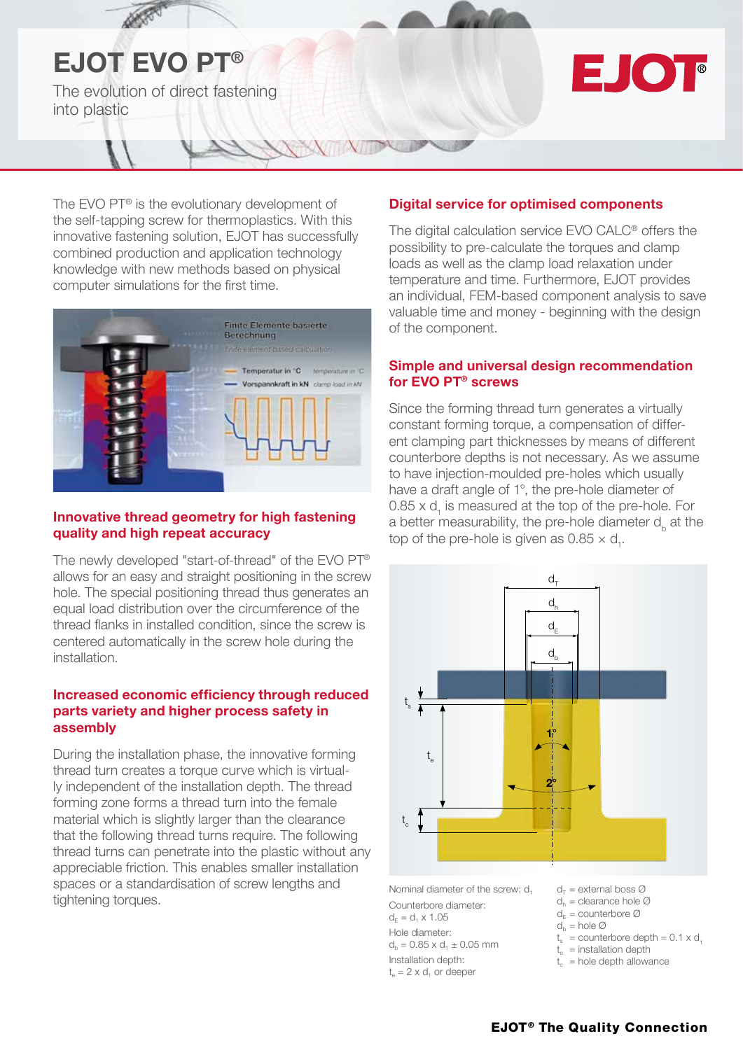# EJOT EVO PT®

The evolution of direct fastening into plastic

The EVO PT® is the evolutionary development of the self-tapping screw for thermoplastics. With this innovative fastening solution, EJOT has successfully combined production and application technology knowledge with new methods based on physical computer simulations for the first time.

## Innovative thread geometry for high fastening quality and high repeat accuracy

The newly developed "start-of-thread" of the EVO PT® allows for an easy and straight positioning in the screw hole. The special positioning thread thus generates an equal load distribution over the circumference of the thread flanks in installed condition, since the screw is centered automatically in the screw hole during the installation.

## Increased economic efficiency through reduced parts variety and higher process safety in assembly

During the installation phase, the innovative forming thread turn creates a torque curve which is virtually independent of the installation depth. The thread forming zone forms a thread turn into the female material which is slightly larger than the clearance that the following thread turns require. The following thread turns can penetrate into the plastic without any appreciable friction. This enables smaller installation spaces or a standardisation of screw lengths and tightening torques.

## Digital service for optimised components

The digital calculation service EVO CALC® offers the possibility to pre-calculate the torques and clamp loads as well as the clamp load relaxation under temperature and time. Furthermore, EJOT provides an individual, FEM-based component analysis to save valuable time and money - beginning with the design of the component.

## Simple and universal design recommendation for EVO PT® screws

Since the forming thread turn generates a virtually constant forming torque, a compensation of different clamping part thicknesses by means of different counterbore depths is not necessary. As we assume to have injection-moulded pre-holes which usually have a draft angle of 1°, the pre-hole diameter of $0.85 \times d_1$ is measured at the top of the pre-hole. For a better measurability, the pre-hole diameter $d_b$ at the top of the pre-hole is given as $0.85 \times d_1$.

Nominal diameter of the screw: $d_1$

Counterbore diameter:
$d_E = d_1 \times 1.05$

Hole diameter:
$d_b = 0.85 \times d_1 \pm 0.05$ mm

Installation depth:
$t_e = 2 \times d_1$ or deeper

- $d_T$ = external boss Ø
- $d_h$ = clearance hole Ø
- $d_E$ = counterbore Ø
- $d_b$ = hole Ø
- $t_s$ = counterbore depth = $0.1 \times d_1$
- $t_e$ = installation depth
- $t_c$ = hole depth allowance

**EJOT® The Quality Connection**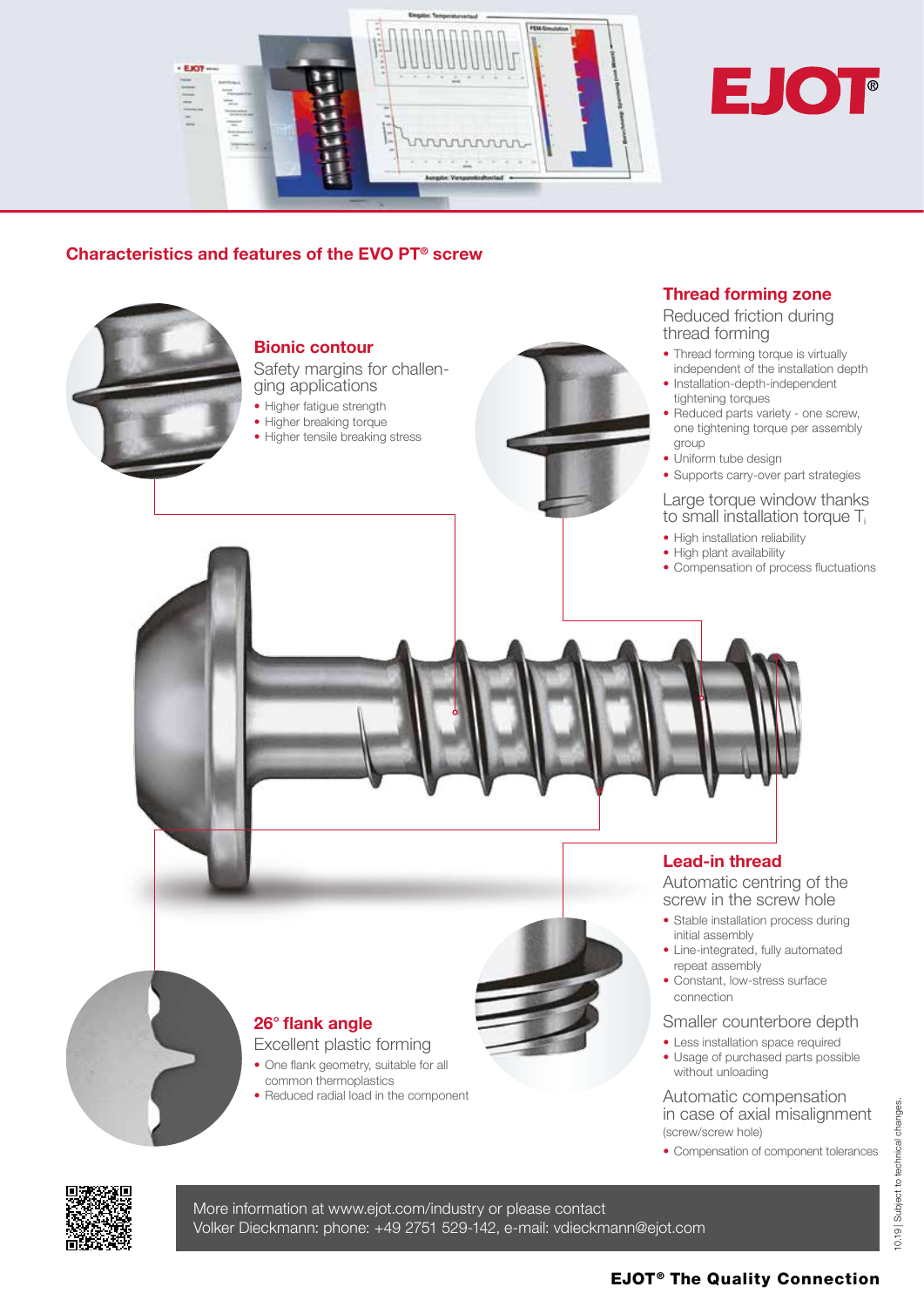## Characteristics and features of the EVO PT® screw

### Bionic contour

Safety margins for challenging applications

- Higher fatigue strength
- Higher breaking torque
- Higher tensile breaking stress

### Thread forming zone

Reduced friction during thread forming

- Thread forming torque is virtually independent of the installation depth
- Installation-depth-independent tightening torques
- Reduced parts variety - one screw, one tightening torque per assembly group
- Uniform tube design
- Supports carry-over part strategies

Large torque window thanks to small installation torque $T_i$

- High installation reliability
- High plant availability
- Compensation of process fluctuations

### Lead-in thread

Automatic centring of the screw in the screw hole

- Stable installation process during initial assembly
- Line-integrated, fully automated repeat assembly
- Constant, low-stress surface connection

Smaller counterbore depth

- Less installation space required
- Usage of purchased parts possible without unloading

Automatic compensation in case of axial misalignment (screw/screw hole)

- Compensation of component tolerances

### 26° flank angle

Excellent plastic forming

- One flank geometry, suitable for all common thermoplastics
- Reduced radial load in the component

More information at www.ejot.com/industry or please contact
Volker Dieckmann: phone: +49 2751 529-142, e-mail: vdieckmann@ejot.com

10.19 | Subject to technical changes.

**EJOT® The Quality Connection**